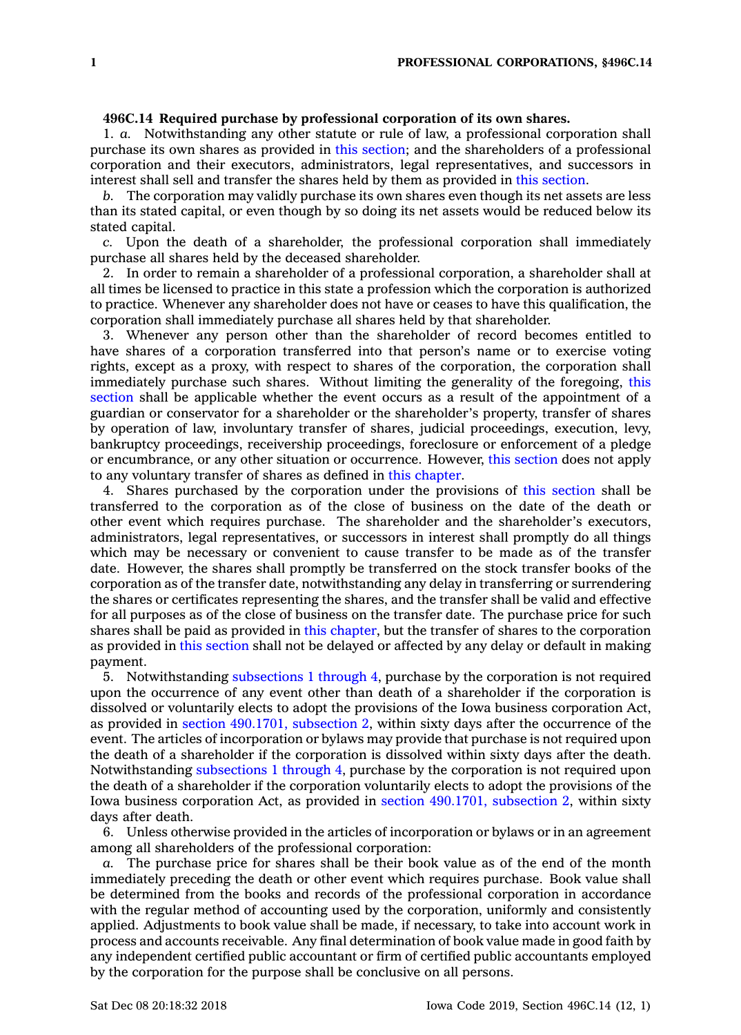**496C.14 Required purchase by professional corporation of its own shares.**

1. *a.* Notwithstanding any other statute or rule of law, a professional corporation shall purchase its own shares as provided in this section; and the shareholders of a professional corporation and their executors, administrators, legal representatives, and successors in interest shall sell and transfer the shares held by them as provided in this section.

*b.* The corporation may validly purchase its own shares even though its net assets are less than its stated capital, or even though by so doing its net assets would be reduced below its stated capital.

*c.* Upon the death of a shareholder, the professional corporation shall immediately purchase all shares held by the deceased shareholder.

2. In order to remain a shareholder of a professional corporation, a shareholder shall at all times be licensed to practice in this state a profession which the corporation is authorized to practice. Whenever any shareholder does not have or ceases to have this qualification, the corporation shall immediately purchase all shares held by that shareholder.

3. Whenever any person other than the shareholder of record becomes entitled to have shares of a corporation transferred into that person's name or to exercise voting rights, except as a proxy, with respect to shares of the corporation, the corporation shall immediately purchase such shares. Without limiting the generality of the foregoing, this section shall be applicable whether the event occurs as a result of the appointment of a guardian or conservator for a shareholder or the shareholder's property, transfer of shares by operation of law, involuntary transfer of shares, judicial proceedings, execution, levy, bankruptcy proceedings, receivership proceedings, foreclosure or enforcement of a pledge or encumbrance, or any other situation or occurrence. However, this section does not apply to any voluntary transfer of shares as defined in this chapter.

4. Shares purchased by the corporation under the provisions of this section shall be transferred to the corporation as of the close of business on the date of the death or other event which requires purchase. The shareholder and the shareholder's executors, administrators, legal representatives, or successors in interest shall promptly do all things which may be necessary or convenient to cause transfer to be made as of the transfer date. However, the shares shall promptly be transferred on the stock transfer books of the corporation as of the transfer date, notwithstanding any delay in transferring or surrendering the shares or certificates representing the shares, and the transfer shall be valid and effective for all purposes as of the close of business on the transfer date. The purchase price for such shares shall be paid as provided in this chapter, but the transfer of shares to the corporation as provided in this section shall not be delayed or affected by any delay or default in making payment.

5. Notwithstanding subsections 1 through 4, purchase by the corporation is not required upon the occurrence of any event other than death of a shareholder if the corporation is dissolved or voluntarily elects to adopt the provisions of the Iowa business corporation Act, as provided in section 490.1701, subsection 2, within sixty days after the occurrence of the event. The articles of incorporation or bylaws may provide that purchase is not required upon the death of a shareholder if the corporation is dissolved within sixty days after the death. Notwithstanding subsections 1 through 4, purchase by the corporation is not required upon the death of a shareholder if the corporation voluntarily elects to adopt the provisions of the Iowa business corporation Act, as provided in section 490.1701, subsection 2, within sixty days after death.

6. Unless otherwise provided in the articles of incorporation or bylaws or in an agreement among all shareholders of the professional corporation:

*a.* The purchase price for shares shall be their book value as of the end of the month immediately preceding the death or other event which requires purchase. Book value shall be determined from the books and records of the professional corporation in accordance with the regular method of accounting used by the corporation, uniformly and consistently applied. Adjustments to book value shall be made, if necessary, to take into account work in process and accounts receivable. Any final determination of book value made in good faith by any independent certified public accountant or firm of certified public accountants employed by the corporation for the purpose shall be conclusive on all persons.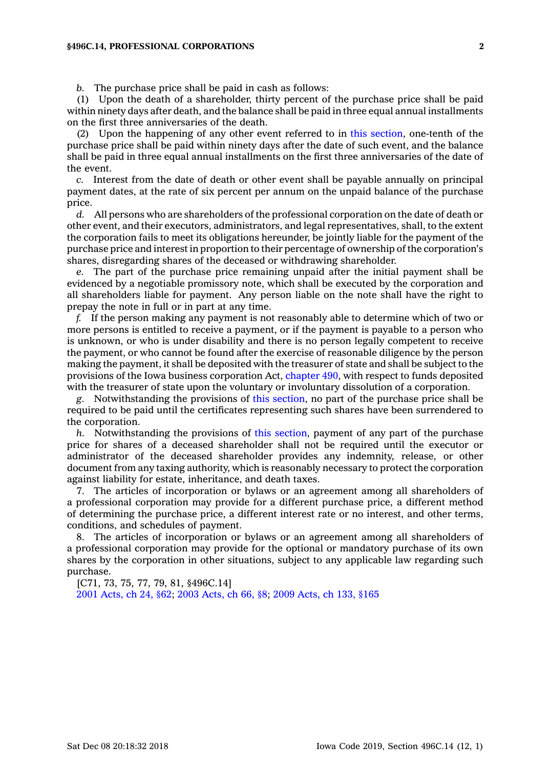*b.* The purchase price shall be paid in cash as follows:

(1) Upon the death of a shareholder, thirty percent of the purchase price shall be paid within ninety days after death, and the balance shall be paid in three equal annual installments on the first three anniversaries of the death.

(2) Upon the happening of any other event referred to in this section, one-tenth of the purchase price shall be paid within ninety days after the date of such event, and the balance shall be paid in three equal annual installments on the first three anniversaries of the date of the event.

*c.* Interest from the date of death or other event shall be payable annually on principal payment dates, at the rate of six percent per annum on the unpaid balance of the purchase price.

*d.* All persons who are shareholders of the professional corporation on the date of death or other event, and their executors, administrators, and legal representatives, shall, to the extent the corporation fails to meet its obligations hereunder, be jointly liable for the payment of the purchase price and interest in proportion to their percentage of ownership of the corporation's shares, disregarding shares of the deceased or withdrawing shareholder.

*e.* The part of the purchase price remaining unpaid after the initial payment shall be evidenced by a negotiable promissory note, which shall be executed by the corporation and all shareholders liable for payment. Any person liable on the note shall have the right to prepay the note in full or in part at any time.

*f.* If the person making any payment is not reasonably able to determine which of two or more persons is entitled to receive a payment, or if the payment is payable to a person who is unknown, or who is under disability and there is no person legally competent to receive the payment, or who cannot be found after the exercise of reasonable diligence by the person making the payment, it shall be deposited with the treasurer of state and shall be subject to the provisions of the Iowa business corporation Act, chapter 490, with respect to funds deposited with the treasurer of state upon the voluntary or involuntary dissolution of a corporation.

*g.* Notwithstanding the provisions of this section, no part of the purchase price shall be required to be paid until the certificates representing such shares have been surrendered to the corporation.

*h.* Notwithstanding the provisions of this section, payment of any part of the purchase price for shares of a deceased shareholder shall not be required until the executor or administrator of the deceased shareholder provides any indemnity, release, or other document from any taxing authority, which is reasonably necessary to protect the corporation against liability for estate, inheritance, and death taxes.

7. The articles of incorporation or bylaws or an agreement among all shareholders of a professional corporation may provide for a different purchase price, a different method of determining the purchase price, a different interest rate or no interest, and other terms, conditions, and schedules of payment.

8. The articles of incorporation or bylaws or an agreement among all shareholders of a professional corporation may provide for the optional or mandatory purchase of its own shares by the corporation in other situations, subject to any applicable law regarding such purchase.

[C71, 73, 75, 77, 79, 81, §496C.14]

2001 Acts, ch 24, §62; 2003 Acts, ch 66, §8; 2009 Acts, ch 133, §165